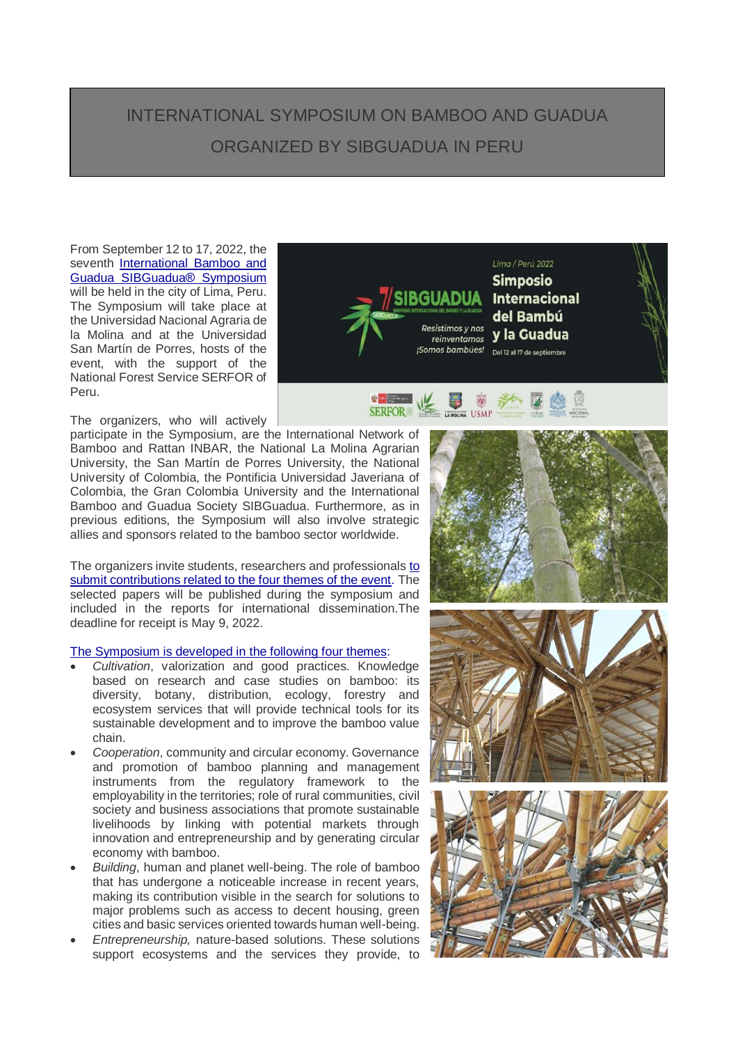# INTERNATIONAL SYMPOSIUM ON BAMBOO AND GUADUA ORGANIZED BY SIBGUADUA IN PERU

From September 12 to 17, 2022, the seventh [International Bamboo and Guadua SIBGuadua® Symposium] will be held in the city of Lima, Peru. The Symposium will take place at the Universidad Nacional Agraria de la Molina and at the Universidad San Martín de Porres, hosts of the event, with the support of the National Forest Service SERFOR of Peru.

The organizers, who will actively participate in the Symposium, are the International Network of Bamboo and Rattan INBAR, the National La Molina Agrarian University, the San Martín de Porres University, the National University of Colombia, the Pontificia Universidad Javeriana of Colombia, the Gran Colombia University and the International Bamboo and Guadua Society SIBGuadua. Furthermore, as in previous editions, the Symposium will also involve strategic allies and sponsors related to the bamboo sector worldwide.

The organizers invite students, researchers and professionals [to submit contributions related to the four themes of the event]. The selected papers will be published during the symposium and included in the reports for international dissemination.The deadline for receipt is May 9, 2022.

[The Symposium is developed in the following four themes]:

- *Cultivation*, valorization and good practices. Knowledge based on research and case studies on bamboo: its diversity, botany, distribution, ecology, forestry and ecosystem services that will provide technical tools for its sustainable development and to improve the bamboo value chain.
- *Cooperation*, community and circular economy. Governance and promotion of bamboo planning and management instruments from the regulatory framework to the employability in the territories; role of rural communities, civil society and business associations that promote sustainable livelihoods by linking with potential markets through innovation and entrepreneurship and by generating circular economy with bamboo.
- *Building*, human and planet well-being. The role of bamboo that has undergone a noticeable increase in recent years, making its contribution visible in the search for solutions to major problems such as access to decent housing, green cities and basic services oriented towards human well-being.
- *Entrepreneurship,* nature-based solutions. These solutions support ecosystems and the services they provide, to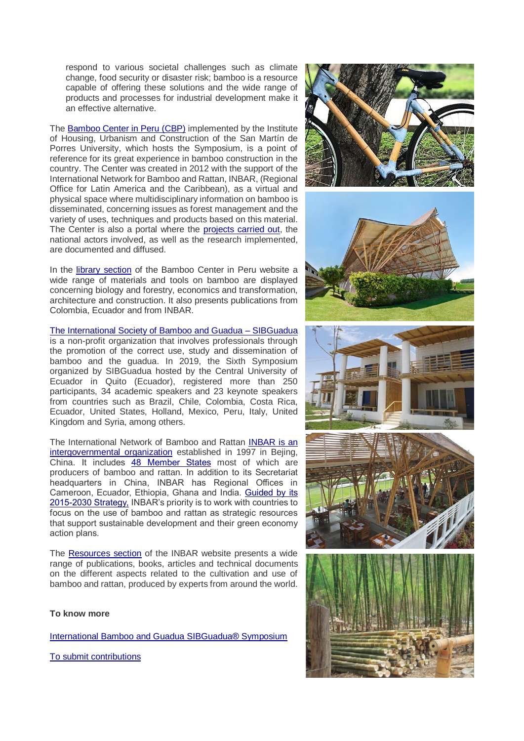respond to various societal challenges such as climate change, food security or disaster risk; bamboo is a resource capable of offering these solutions and the wide range of products and processes for industrial development make it an effective alternative.

The [Bamboo Center in Peru (CBP)] implemented by the Institute of Housing, Urbanism and Construction of the San Martín de Porres University, which hosts the Symposium, is a point of reference for its great experience in bamboo construction in the country. The Center was created in 2012 with the support of the International Network for Bamboo and Rattan, INBAR, (Regional Office for Latin America and the Caribbean), as a virtual and physical space where multidisciplinary information on bamboo is disseminated, concerning issues as forest management and the variety of uses, techniques and products based on this material. The Center is also a portal where the [projects carried out], the national actors involved, as well as the research implemented, are documented and diffused.

In the [library section] of the Bamboo Center in Peru website a wide range of materials and tools on bamboo are displayed concerning biology and forestry, economics and transformation, architecture and construction. It also presents publications from Colombia, Ecuador and from INBAR.

[The International Society of Bamboo and Guadua – SIBGuadua] is a non-profit organization that involves professionals through the promotion of the correct use, study and dissemination of bamboo and the guadua. In 2019, the Sixth Symposium organized by SIBGuadua hosted by the Central University of Ecuador in Quito (Ecuador), registered more than 250 participants, 34 academic speakers and 23 keynote speakers from countries such as Brazil, Chile, Colombia, Costa Rica, Ecuador, United States, Holland, Mexico, Peru, Italy, United Kingdom and Syria, among others.

The International Network of Bamboo and Rattan [INBAR is an intergovernmental organization] established in 1997 in Bejing, China. It includes [48 Member States] most of which are producers of bamboo and rattan. In addition to its Secretariat headquarters in China, INBAR has Regional Offices in Cameroon, Ecuador, Ethiopia, Ghana and India. [Guided by its 2015-2030 Strategy,] INBAR's priority is to work with countries to focus on the use of bamboo and rattan as strategic resources that support sustainable development and their green economy action plans.

The [Resources section] of the INBAR website presents a wide range of publications, books, articles and technical documents on the different aspects related to the cultivation and use of bamboo and rattan, produced by experts from around the world.

**To know more**

[International Bamboo and Guadua SIBGuadua® Symposium]

[To submit contributions]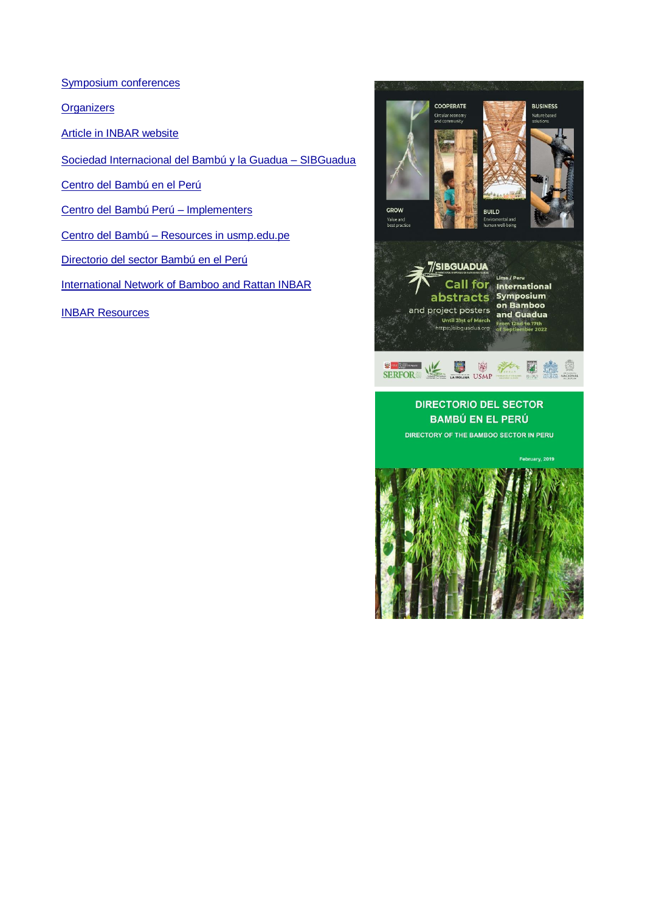Symposium conferences

Organizers

Article in INBAR website

Sociedad Internacional del Bambú y la Guadua – SIBGuadua

Centro del Bambú en el Perú

Centro del Bambú Perú – Implementers

Centro del Bambú – Resources in usmp.edu.pe

Directorio del sector Bambú en el Perú

International Network of Bamboo and Rattan INBAR

INBAR Resources